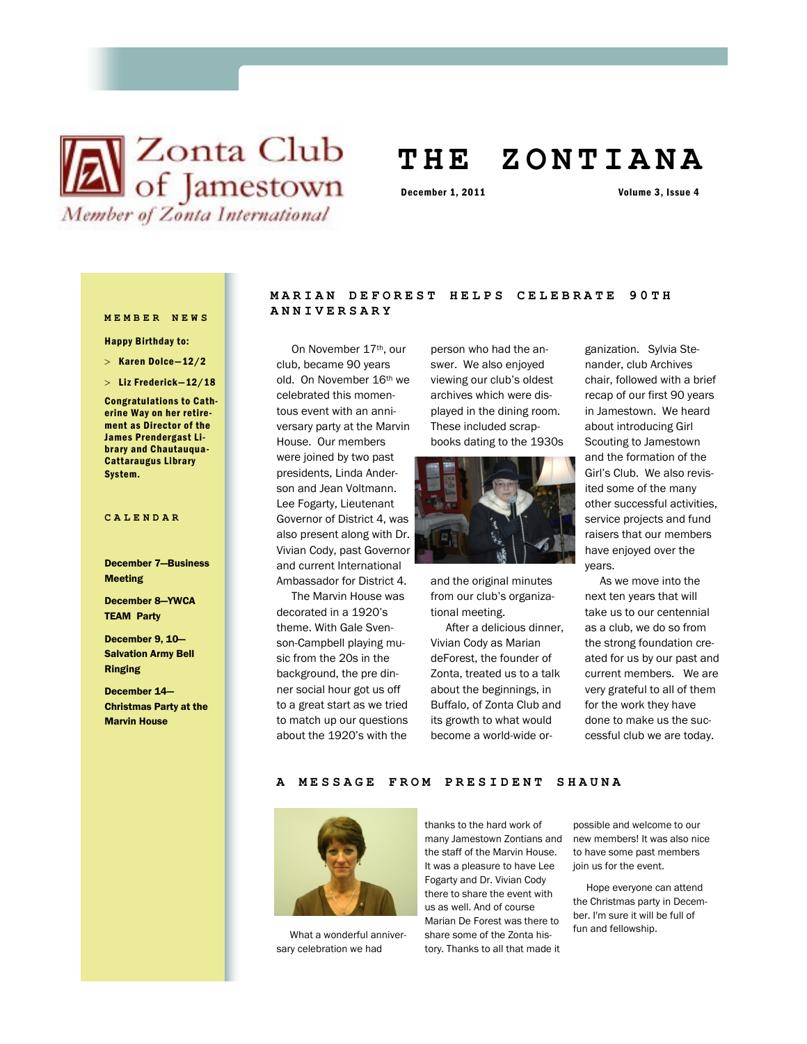# Zonta Club of Jamestown

*Member of Zonta International*

# THE ZONTIANA

**December 1, 2011** — **Volume 3, Issue 4**

## MEMBER NEWS

**Happy Birthday to:**

- **Karen Dolce—12/2**
- **Liz Frederick—12/18**

**Congratulations to Catherine Way on her retirement as Director of the James Prendergast Library and Chautauqua-Cattaraugus Library System.**

## CALENDAR

**December 7—Business Meeting**

**December 8—YWCA TEAM Party**

**December 9, 10—Salvation Army Bell Ringing**

**December 14—Christmas Party at the Marvin House**

## MARIAN DEFOREST HELPS CELEBRATE 90TH ANNIVERSARY

On November 17th, our club, became 90 years old. On November 16th we celebrated this momentous event with an anniversary party at the Marvin House. Our members were joined by two past presidents, Linda Anderson and Jean Voltmann. Lee Fogarty, Lieutenant Governor of District 4, was also present along with Dr. Vivian Cody, past Governor and current International Ambassador for District 4.

The Marvin House was decorated in a 1920's theme. With Gale Svenson-Campbell playing music from the 20s in the background, the pre dinner social hour got us off to a great start as we tried to match up our questions about the 1920's with the person who had the answer. We also enjoyed viewing our club's oldest archives which were displayed in the dining room. These included scrapbooks dating to the 1930s and the original minutes from our club's organizational meeting.

After a delicious dinner, Vivian Cody as Marian deForest, the founder of Zonta, treated us to a talk about the beginnings, in Buffalo, of Zonta Club and its growth to what would become a world-wide organization. Sylvia Stenander, club Archives chair, followed with a brief recap of our first 90 years in Jamestown. We heard about introducing Girl Scouting to Jamestown and the formation of the Girl's Club. We also revisited some of the many other successful activities, service projects and fund raisers that our members have enjoyed over the years.

As we move into the next ten years that will take us to our centennial as a club, we do so from the strong foundation created for us by our past and current members. We are very grateful to all of them for the work they have done to make us the successful club we are today.

## A MESSAGE FROM PRESIDENT SHAUNA

What a wonderful anniversary celebration we had thanks to the hard work of many Jamestown Zontians and the staff of the Marvin House. It was a pleasure to have Lee Fogarty and Dr. Vivian Cody there to share the event with us as well. And of course Marian De Forest was there to share some of the Zonta history. Thanks to all that made it possible and welcome to our new members! It was also nice to have some past members join us for the event.

Hope everyone can attend the Christmas party in December. I'm sure it will be full of fun and fellowship.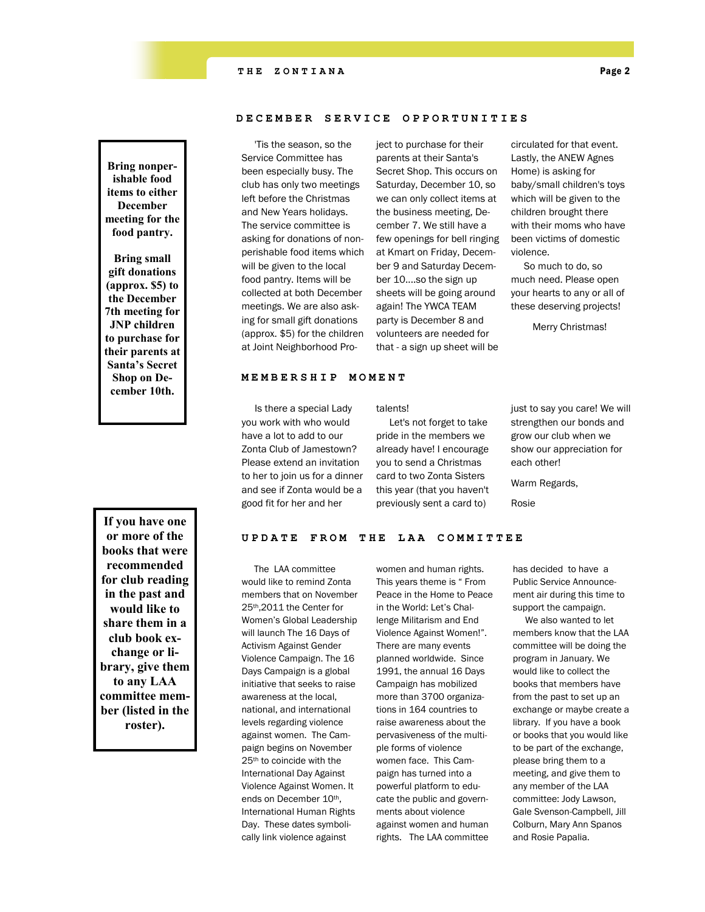## DECEMBER SERVICE OPPORTUNITIES

**Bring nonperishable food items to either December meeting for the food pantry.**

**Bring small gift donations (approx. $5) to the December 7th meeting for JNP children to purchase for their parents at Santa's Secret Shop on December 10th.**

'Tis the season, so the Service Committee has been especially busy. The club has only two meetings left before the Christmas and New Years holidays. The service committee is asking for donations of nonperishable food items which will be given to the local food pantry. Items will be collected at both December meetings. We are also asking for small gift donations (approx. $5) for the children at Joint Neighborhood Project to purchase for their parents at their Santa's Secret Shop. This occurs on Saturday, December 10, so we can only collect items at the business meeting, December 7. We still have a few openings for bell ringing at Kmart on Friday, December 9 and Saturday December 10....so the sign up sheets will be going around again! The YWCA TEAM party is December 8 and volunteers are needed for that - a sign up sheet will be circulated for that event. Lastly, the ANEW Agnes Home) is asking for baby/small children's toys which will be given to the children brought there with their moms who have been victims of domestic violence.

So much to do, so much need. Please open your hearts to any or all of these deserving projects!

Merry Christmas!

## MEMBERSHIP MOMENT

Is there a special Lady you work with who would have a lot to add to our Zonta Club of Jamestown? Please extend an invitation to her to join us for a dinner and see if Zonta would be a good fit for her and her talents!

Let's not forget to take pride in the members we already have! I encourage you to send a Christmas card to two Zonta Sisters this year (that you haven't previously sent a card to) just to say you care! We will strengthen our bonds and grow our club when we show our appreciation for each other!

Warm Regards,

Rosie

## UPDATE FROM THE LAA COMMITTEE

**If you have one or more of the books that were recommended for club reading in the past and would like to share them in a club book exchange or library, give them to any LAA committee member (listed in the roster).**

The LAA committee would like to remind Zonta members that on November 25th,2011 the Center for Women's Global Leadership will launch The 16 Days of Activism Against Gender Violence Campaign. The 16 Days Campaign is a global initiative that seeks to raise awareness at the local, national, and international levels regarding violence against women. The Campaign begins on November 25th to coincide with the International Day Against Violence Against Women. It ends on December 10th, International Human Rights Day. These dates symbolically link violence against women and human rights. This years theme is " From Peace in the Home to Peace in the World: Let's Challenge Militarism and End Violence Against Women!". There are many events planned worldwide. Since 1991, the annual 16 Days Campaign has mobilized more than 3700 organizations in 164 countries to raise awareness about the pervasiveness of the multiple forms of violence women face. This Campaign has turned into a powerful platform to educate the public and governments about violence against women and human rights. The LAA committee has decided to have a Public Service Announcement air during this time to support the campaign.

We also wanted to let members know that the LAA committee will be doing the program in January. We would like to collect the books that members have from the past to set up an exchange or maybe create a library. If you have a book or books that you would like to be part of the exchange, please bring them to a meeting, and give them to any member of the LAA committee: Jody Lawson, Gale Svenson-Campbell, Jill Colburn, Mary Ann Spanos and Rosie Papalia.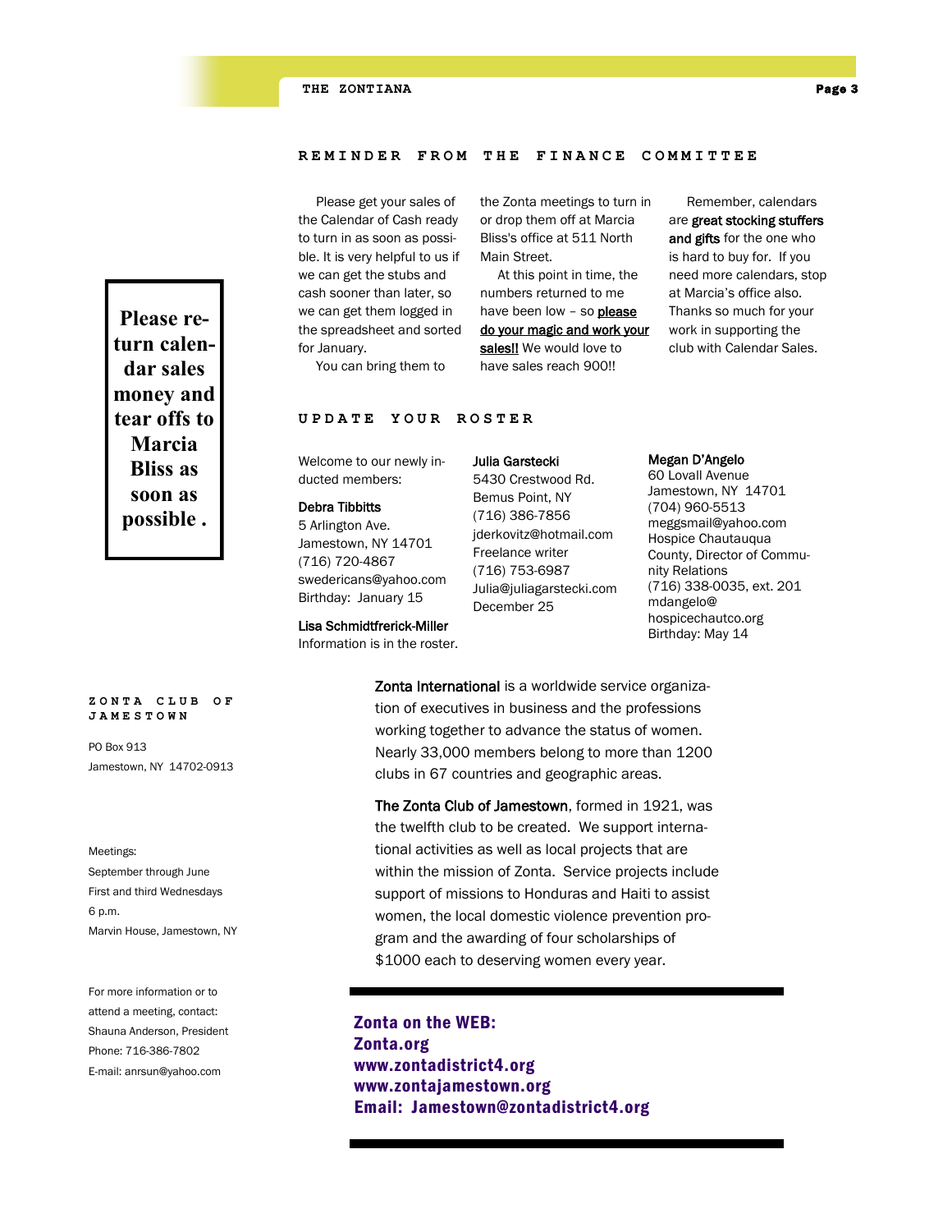## REMINDER FROM THE FINANCE COMMITTEE

Please get your sales of the Calendar of Cash ready to turn in as soon as possible. It is very helpful to us if we can get the stubs and cash sooner than later, so we can get them logged in the spreadsheet and sorted for January.

You can bring them to the Zonta meetings to turn in or drop them off at Marcia Bliss's office at 511 North Main Street.

At this point in time, the numbers returned to me have been low – so please do your magic and work your sales!! We would love to have sales reach 900!!

Remember, calendars are **great stocking stuffers and gifts** for the one who is hard to buy for. If you need more calendars, stop at Marcia's office also. Thanks so much for your work in supporting the club with Calendar Sales.

**Please return calendar sales money and tear offs to Marcia Bliss as soon as possible .**

## UPDATE YOUR ROSTER

Welcome to our newly inducted members:

**Debra Tibbitts**
5 Arlington Ave.
Jamestown, NY 14701
(716) 720-4867
swedericans@yahoo.com
Birthday: January 15

**Lisa Schmidtfrerick-Miller**
Information is in the roster.

**Julia Garstecki**
5430 Crestwood Rd.
Bemus Point, NY
(716) 386-7856
jderkovitz@hotmail.com
Freelance writer
(716) 753-6987
Julia@juliagarstecki.com
December 25

**Megan D'Angelo**
60 Lovall Avenue
Jamestown, NY 14701
(704) 960-5513
meggsmail@yahoo.com
Hospice Chautauqua County, Director of Community Relations
(716) 338-0035, ext. 201
mdangelo@hospicechautco.org
Birthday: May 14

**Zonta International** is a worldwide service organization of executives in business and the professions working together to advance the status of women. Nearly 33,000 members belong to more than 1200 clubs in 67 countries and geographic areas.

**The Zonta Club of Jamestown**, formed in 1921, was the twelfth club to be created. We support international activities as well as local projects that are within the mission of Zonta. Service projects include support of missions to Honduras and Haiti to assist women, the local domestic violence prevention program and the awarding of four scholarships of $1000 each to deserving women every year.

**Zonta on the WEB:**
**Zonta.org**
**www.zontadistrict4.org**
**www.zontajamestown.org**
**Email: Jamestown@zontadistrict4.org**

### ZONTA CLUB OF JAMESTOWN

PO Box 913
Jamestown, NY 14702-0913

Meetings:
September through June
First and third Wednesdays
6 p.m.
Marvin House, Jamestown, NY

For more information or to attend a meeting, contact:
Shauna Anderson, President
Phone: 716-386-7802
E-mail: anrsun@yahoo.com